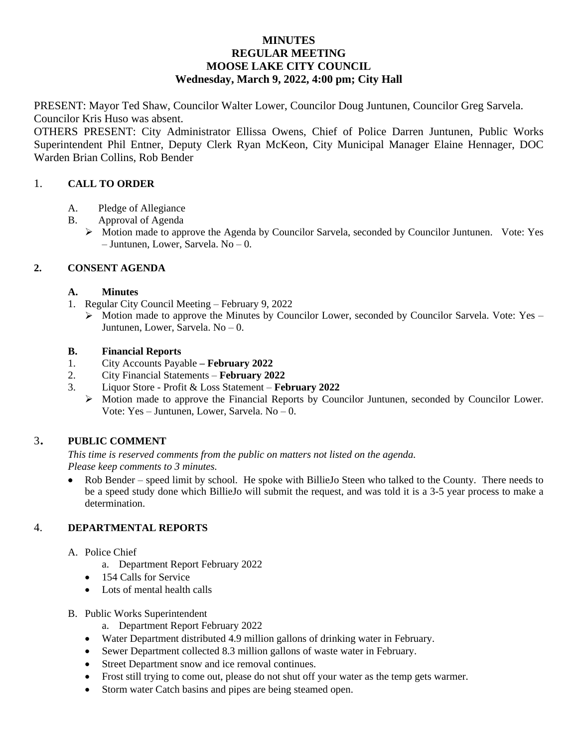# MINUTES
# REGULAR MEETING
# MOOSE LAKE CITY COUNCIL
# Wednesday, March 9, 2022, 4:00 pm; City Hall

PRESENT: Mayor Ted Shaw, Councilor Walter Lower, Councilor Doug Juntunen, Councilor Greg Sarvela. Councilor Kris Huso was absent.

OTHERS PRESENT: City Administrator Ellissa Owens, Chief of Police Darren Juntunen, Public Works Superintendent Phil Entner, Deputy Clerk Ryan McKeon, City Municipal Manager Elaine Hennager, DOC Warden Brian Collins, Rob Bender

## 1. CALL TO ORDER

A. Pledge of Allegiance

B. Approval of Agenda

- Motion made to approve the Agenda by Councilor Sarvela, seconded by Councilor Juntunen. Vote: Yes – Juntunen, Lower, Sarvela. No – 0.

## 2. CONSENT AGENDA

### A. Minutes

1. Regular City Council Meeting – February 9, 2022
   - Motion made to approve the Minutes by Councilor Lower, seconded by Councilor Sarvela. Vote: Yes – Juntunen, Lower, Sarvela. No – 0.

### B. Financial Reports

1. City Accounts Payable **– February 2022**
2. City Financial Statements – **February 2022**
3. Liquor Store - Profit & Loss Statement – **February 2022**
   - Motion made to approve the Financial Reports by Councilor Juntunen, seconded by Councilor Lower. Vote: Yes – Juntunen, Lower, Sarvela. No – 0.

## 3. PUBLIC COMMENT

*This time is reserved comments from the public on matters not listed on the agenda.*
*Please keep comments to 3 minutes.*

- Rob Bender – speed limit by school. He spoke with BillieJo Steen who talked to the County. There needs to be a speed study done which BillieJo will submit the request, and was told it is a 3-5 year process to make a determination.

## 4. DEPARTMENTAL REPORTS

A. Police Chief

a. Department Report February 2022

- 154 Calls for Service
- Lots of mental health calls

B. Public Works Superintendent

a. Department Report February 2022

- Water Department distributed 4.9 million gallons of drinking water in February.
- Sewer Department collected 8.3 million gallons of waste water in February.
- Street Department snow and ice removal continues.
- Frost still trying to come out, please do not shut off your water as the temp gets warmer.
- Storm water Catch basins and pipes are being steamed open.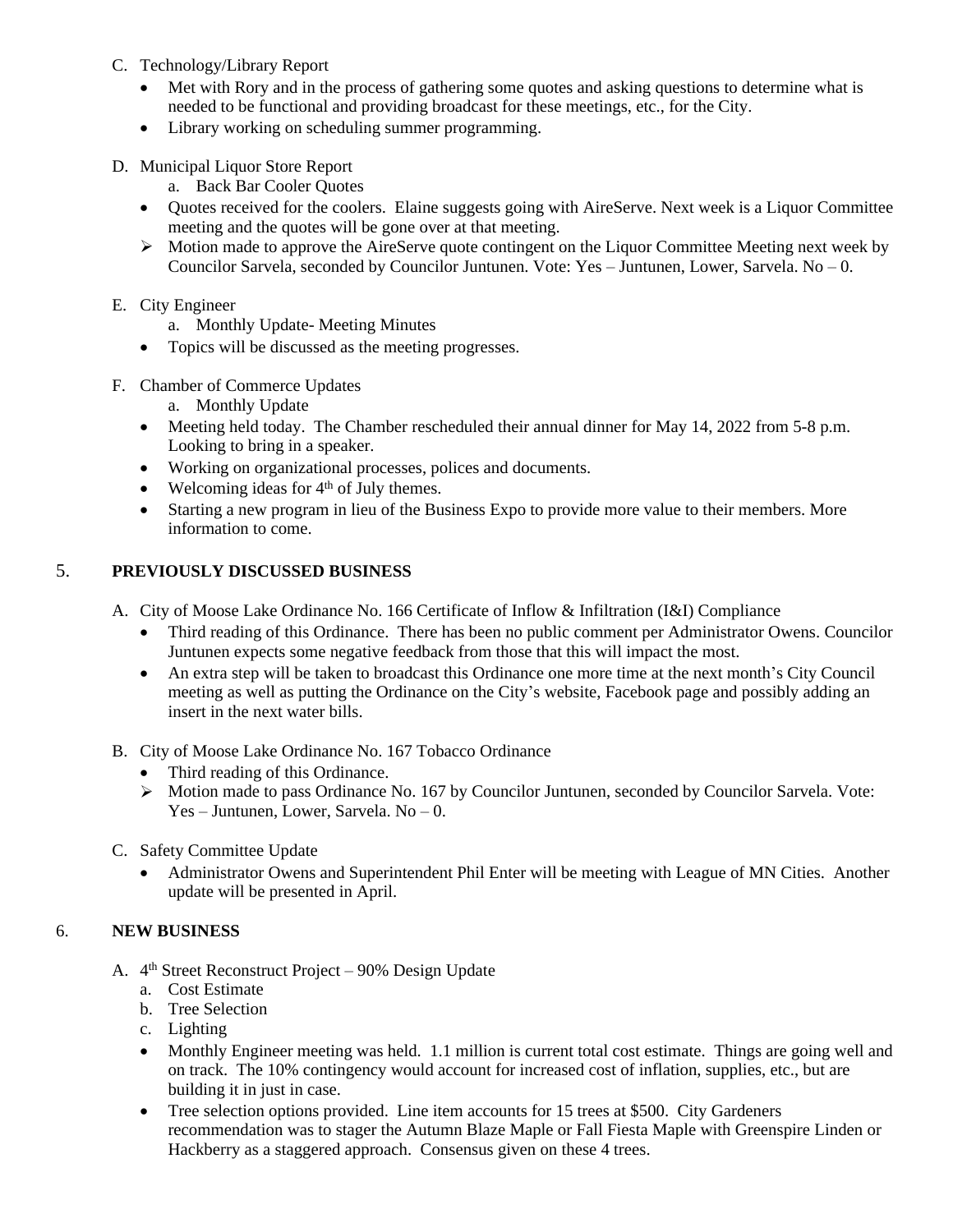C. Technology/Library Report
   - Met with Rory and in the process of gathering some quotes and asking questions to determine what is needed to be functional and providing broadcast for these meetings, etc., for the City.
   - Library working on scheduling summer programming.

D. Municipal Liquor Store Report
   a. Back Bar Cooler Quotes
   - Quotes received for the coolers. Elaine suggests going with AireServe. Next week is a Liquor Committee meeting and the quotes will be gone over at that meeting.
   - ➢ Motion made to approve the AireServe quote contingent on the Liquor Committee Meeting next week by Councilor Sarvela, seconded by Councilor Juntunen. Vote: Yes – Juntunen, Lower, Sarvela. No – 0.

E. City Engineer
   a. Monthly Update- Meeting Minutes
   - Topics will be discussed as the meeting progresses.

F. Chamber of Commerce Updates
   a. Monthly Update
   - Meeting held today. The Chamber rescheduled their annual dinner for May 14, 2022 from 5-8 p.m. Looking to bring in a speaker.
   - Working on organizational processes, polices and documents.
   - Welcoming ideas for 4th of July themes.
   - Starting a new program in lieu of the Business Expo to provide more value to their members. More information to come.

## 5. PREVIOUSLY DISCUSSED BUSINESS

A. City of Moose Lake Ordinance No. 166 Certificate of Inflow & Infiltration (I&I) Compliance
   - Third reading of this Ordinance. There has been no public comment per Administrator Owens. Councilor Juntunen expects some negative feedback from those that this will impact the most.
   - An extra step will be taken to broadcast this Ordinance one more time at the next month's City Council meeting as well as putting the Ordinance on the City's website, Facebook page and possibly adding an insert in the next water bills.

B. City of Moose Lake Ordinance No. 167 Tobacco Ordinance
   - Third reading of this Ordinance.
   - ➢ Motion made to pass Ordinance No. 167 by Councilor Juntunen, seconded by Councilor Sarvela. Vote: Yes – Juntunen, Lower, Sarvela. No – 0.

C. Safety Committee Update
   - Administrator Owens and Superintendent Phil Enter will be meeting with League of MN Cities. Another update will be presented in April.

## 6. NEW BUSINESS

A. 4th Street Reconstruct Project – 90% Design Update
   a. Cost Estimate
   b. Tree Selection
   c. Lighting
   - Monthly Engineer meeting was held. 1.1 million is current total cost estimate. Things are going well and on track. The 10% contingency would account for increased cost of inflation, supplies, etc., but are building it in just in case.
   - Tree selection options provided. Line item accounts for 15 trees at $500. City Gardeners recommendation was to stager the Autumn Blaze Maple or Fall Fiesta Maple with Greenspire Linden or Hackberry as a staggered approach. Consensus given on these 4 trees.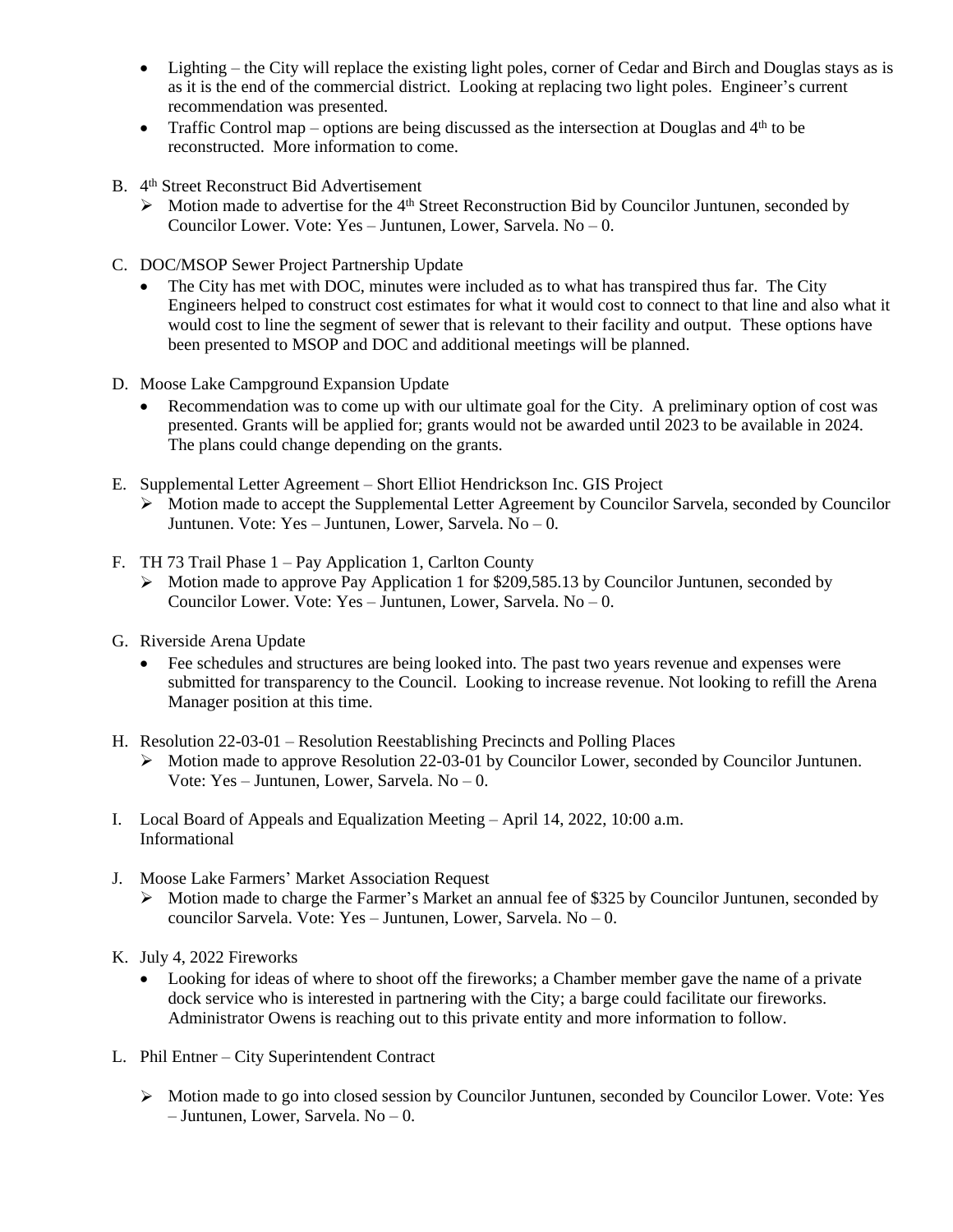- Lighting – the City will replace the existing light poles, corner of Cedar and Birch and Douglas stays as is as it is the end of the commercial district. Looking at replacing two light poles. Engineer's current recommendation was presented.
- Traffic Control map – options are being discussed as the intersection at Douglas and 4th to be reconstructed. More information to come.

B. 4th Street Reconstruct Bid Advertisement

- ➢ Motion made to advertise for the 4th Street Reconstruction Bid by Councilor Juntunen, seconded by Councilor Lower. Vote: Yes – Juntunen, Lower, Sarvela. No – 0.

C. DOC/MSOP Sewer Project Partnership Update

- The City has met with DOC, minutes were included as to what has transpired thus far. The City Engineers helped to construct cost estimates for what it would cost to connect to that line and also what it would cost to line the segment of sewer that is relevant to their facility and output. These options have been presented to MSOP and DOC and additional meetings will be planned.

D. Moose Lake Campground Expansion Update

- Recommendation was to come up with our ultimate goal for the City. A preliminary option of cost was presented. Grants will be applied for; grants would not be awarded until 2023 to be available in 2024. The plans could change depending on the grants.

E. Supplemental Letter Agreement – Short Elliot Hendrickson Inc. GIS Project

- ➢ Motion made to accept the Supplemental Letter Agreement by Councilor Sarvela, seconded by Councilor Juntunen. Vote: Yes – Juntunen, Lower, Sarvela. No – 0.

F. TH 73 Trail Phase 1 – Pay Application 1, Carlton County

- ➢ Motion made to approve Pay Application 1 for $209,585.13 by Councilor Juntunen, seconded by Councilor Lower. Vote: Yes – Juntunen, Lower, Sarvela. No – 0.

G. Riverside Arena Update

- Fee schedules and structures are being looked into. The past two years revenue and expenses were submitted for transparency to the Council. Looking to increase revenue. Not looking to refill the Arena Manager position at this time.

H. Resolution 22-03-01 – Resolution Reestablishing Precincts and Polling Places

- ➢ Motion made to approve Resolution 22-03-01 by Councilor Lower, seconded by Councilor Juntunen. Vote: Yes – Juntunen, Lower, Sarvela. No – 0.

I. Local Board of Appeals and Equalization Meeting – April 14, 2022, 10:00 a.m.
Informational

J. Moose Lake Farmers' Market Association Request

- ➢ Motion made to charge the Farmer's Market an annual fee of $325 by Councilor Juntunen, seconded by councilor Sarvela. Vote: Yes – Juntunen, Lower, Sarvela. No – 0.

K. July 4, 2022 Fireworks

- Looking for ideas of where to shoot off the fireworks; a Chamber member gave the name of a private dock service who is interested in partnering with the City; a barge could facilitate our fireworks. Administrator Owens is reaching out to this private entity and more information to follow.

L. Phil Entner – City Superintendent Contract

- ➢ Motion made to go into closed session by Councilor Juntunen, seconded by Councilor Lower. Vote: Yes – Juntunen, Lower, Sarvela. No – 0.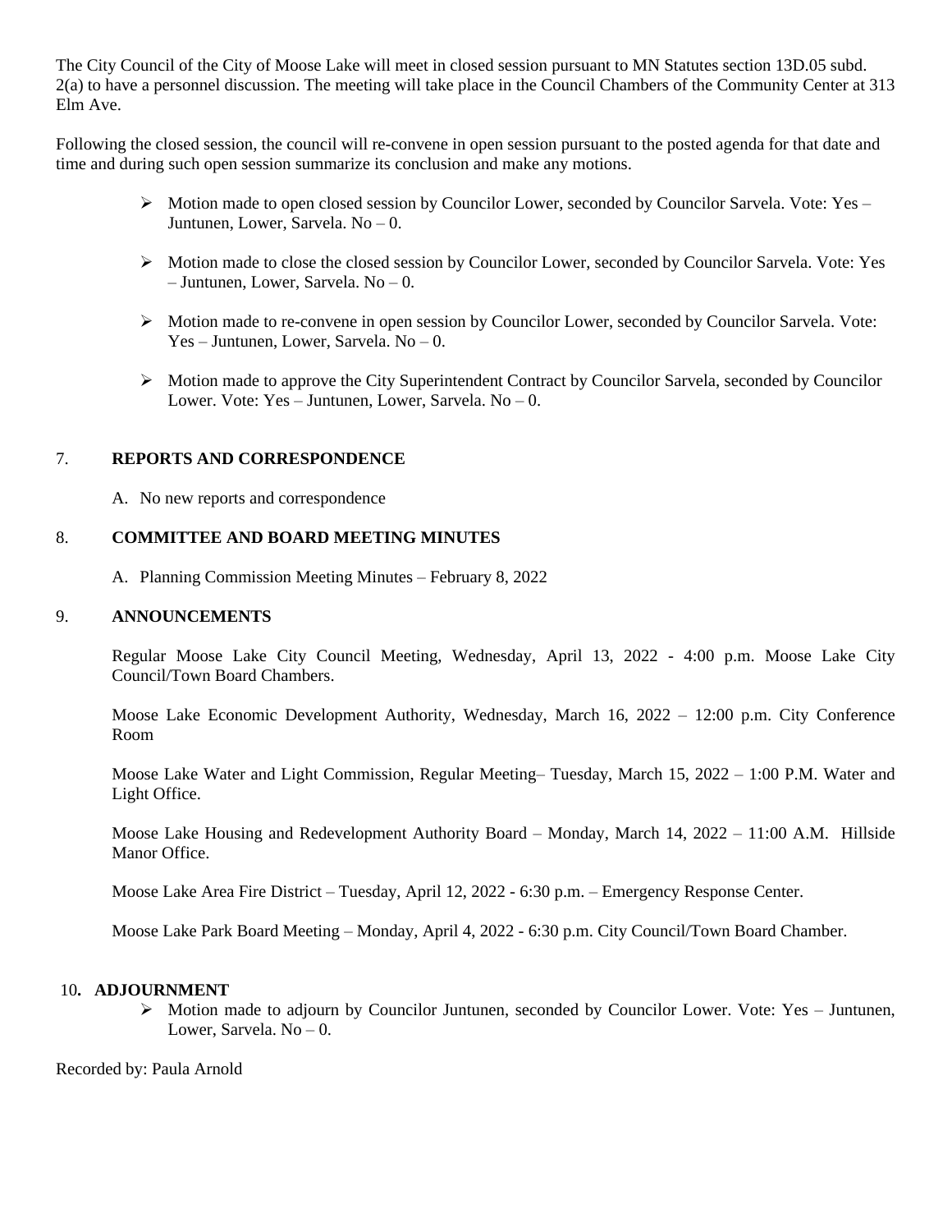The City Council of the City of Moose Lake will meet in closed session pursuant to MN Statutes section 13D.05 subd. 2(a) to have a personnel discussion. The meeting will take place in the Council Chambers of the Community Center at 313 Elm Ave.

Following the closed session, the council will re-convene in open session pursuant to the posted agenda for that date and time and during such open session summarize its conclusion and make any motions.

- Motion made to open closed session by Councilor Lower, seconded by Councilor Sarvela. Vote: Yes – Juntunen, Lower, Sarvela. No – 0.
- Motion made to close the closed session by Councilor Lower, seconded by Councilor Sarvela. Vote: Yes – Juntunen, Lower, Sarvela. No – 0.
- Motion made to re-convene in open session by Councilor Lower, seconded by Councilor Sarvela. Vote: Yes – Juntunen, Lower, Sarvela. No – 0.
- Motion made to approve the City Superintendent Contract by Councilor Sarvela, seconded by Councilor Lower. Vote: Yes – Juntunen, Lower, Sarvela. No – 0.

## 7. REPORTS AND CORRESPONDENCE

A. No new reports and correspondence

## 8. COMMITTEE AND BOARD MEETING MINUTES

A. Planning Commission Meeting Minutes – February 8, 2022

## 9. ANNOUNCEMENTS

Regular Moose Lake City Council Meeting, Wednesday, April 13, 2022 - 4:00 p.m. Moose Lake City Council/Town Board Chambers.

Moose Lake Economic Development Authority, Wednesday, March 16, 2022 – 12:00 p.m. City Conference Room

Moose Lake Water and Light Commission, Regular Meeting– Tuesday, March 15, 2022 – 1:00 P.M. Water and Light Office.

Moose Lake Housing and Redevelopment Authority Board – Monday, March 14, 2022 – 11:00 A.M. Hillside Manor Office.

Moose Lake Area Fire District – Tuesday, April 12, 2022 - 6:30 p.m. – Emergency Response Center.

Moose Lake Park Board Meeting – Monday, April 4, 2022 - 6:30 p.m. City Council/Town Board Chamber.

## 10. ADJOURNMENT

- Motion made to adjourn by Councilor Juntunen, seconded by Councilor Lower. Vote: Yes – Juntunen, Lower, Sarvela. No – 0.

Recorded by: Paula Arnold